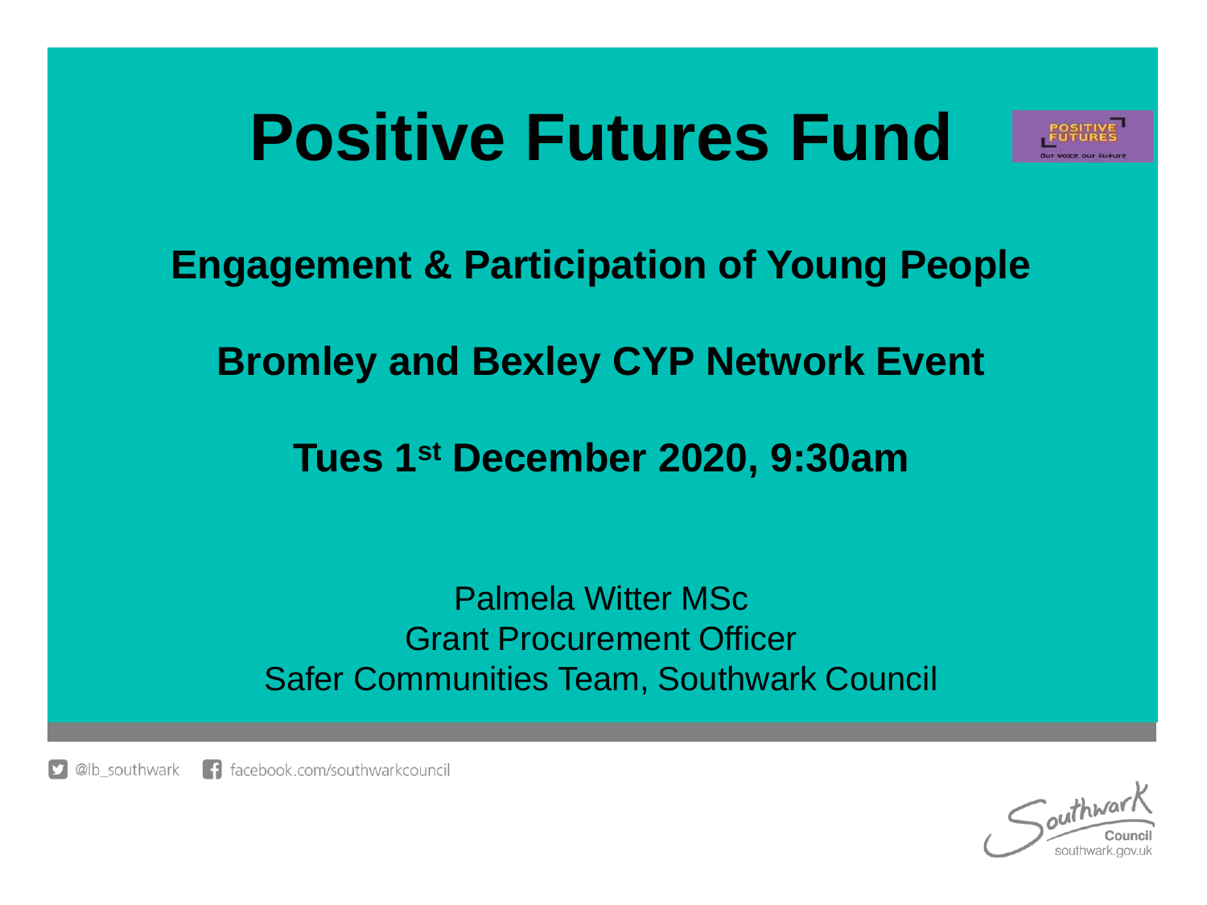# Positive Futures Fund

## Engagement & Participation of Young People

## Bromley and Bexley CYP Network Event

## Tues 1st December 2020, 9:30am

Palmela Witter MSc
Grant Procurement Officer
Safer Communities Team, Southwark Council

@lb_southwark facebook.com/southwarkcouncil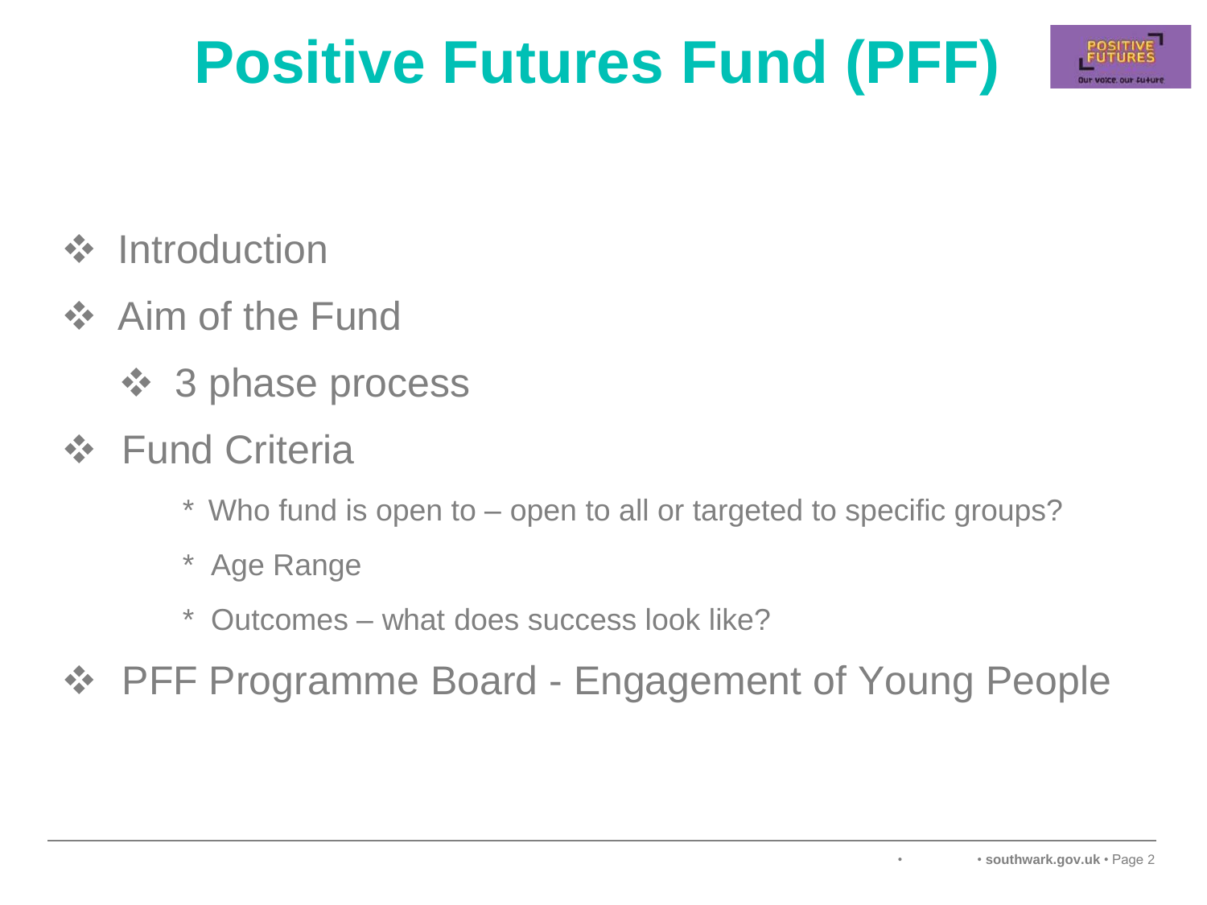# Positive Futures Fund (PFF)

- Introduction
- Aim of the Fund
  - 3 phase process
- Fund Criteria
  - * Who fund is open to – open to all or targeted to specific groups?
  - * Age Range
  - * Outcomes – what does success look like?
- PFF Programme Board - Engagement of Young People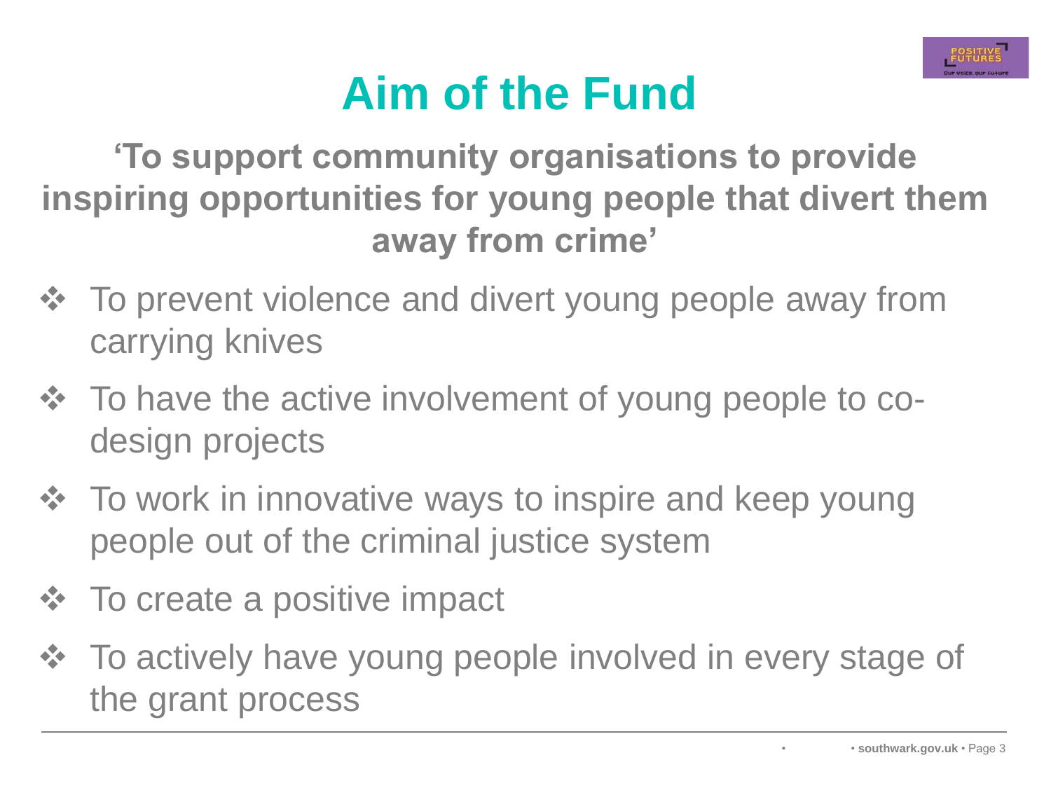# Aim of the Fund

**'To support community organisations to provide inspiring opportunities for young people that divert them away from crime'**

- To prevent violence and divert young people away from carrying knives
- To have the active involvement of young people to co-design projects
- To work in innovative ways to inspire and keep young people out of the criminal justice system
- To create a positive impact
- To actively have young people involved in every stage of the grant process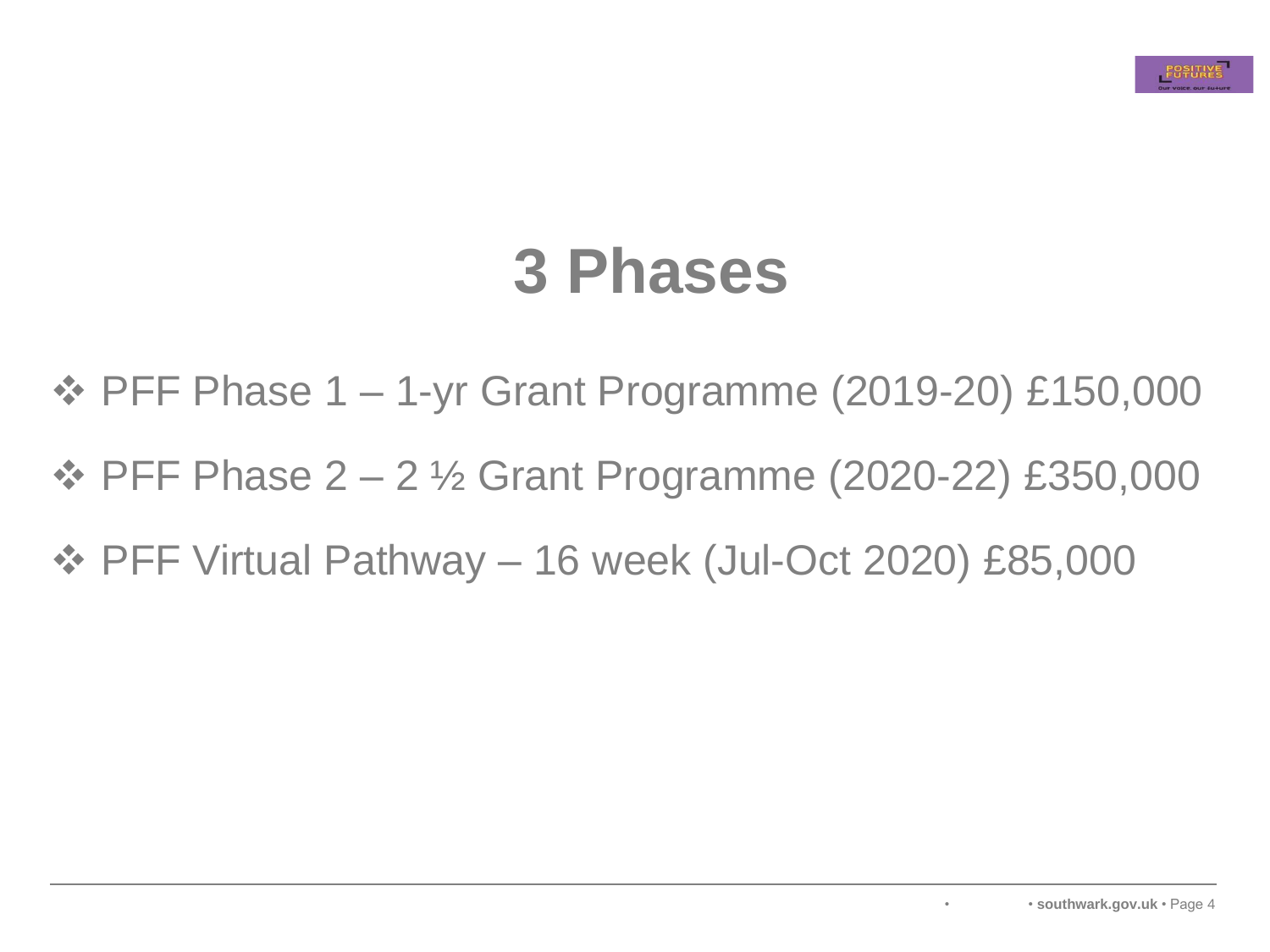# 3 Phases

- PFF Phase 1 – 1-yr Grant Programme (2019-20) £150,000
- PFF Phase 2 – 2 ½ Grant Programme (2020-22) £350,000
- PFF Virtual Pathway – 16 week (Jul-Oct 2020) £85,000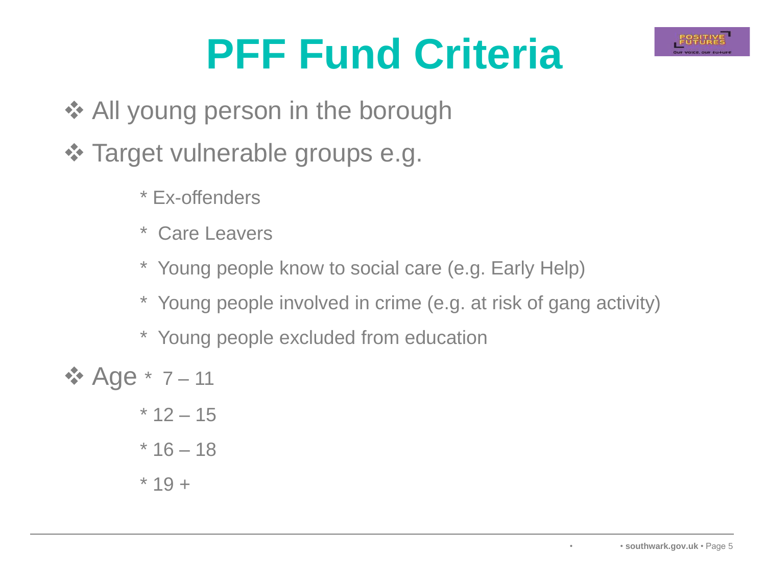# PFF Fund Criteria

- All young person in the borough
- Target vulnerable groups e.g.
  - * Ex-offenders
  - * Care Leavers
  - * Young people know to social care (e.g. Early Help)
  - * Young people involved in crime (e.g. at risk of gang activity)
  - * Young people excluded from education
- Age
  - * 7 – 11
  - * 12 – 15
  - * 16 – 18
  - * 19 +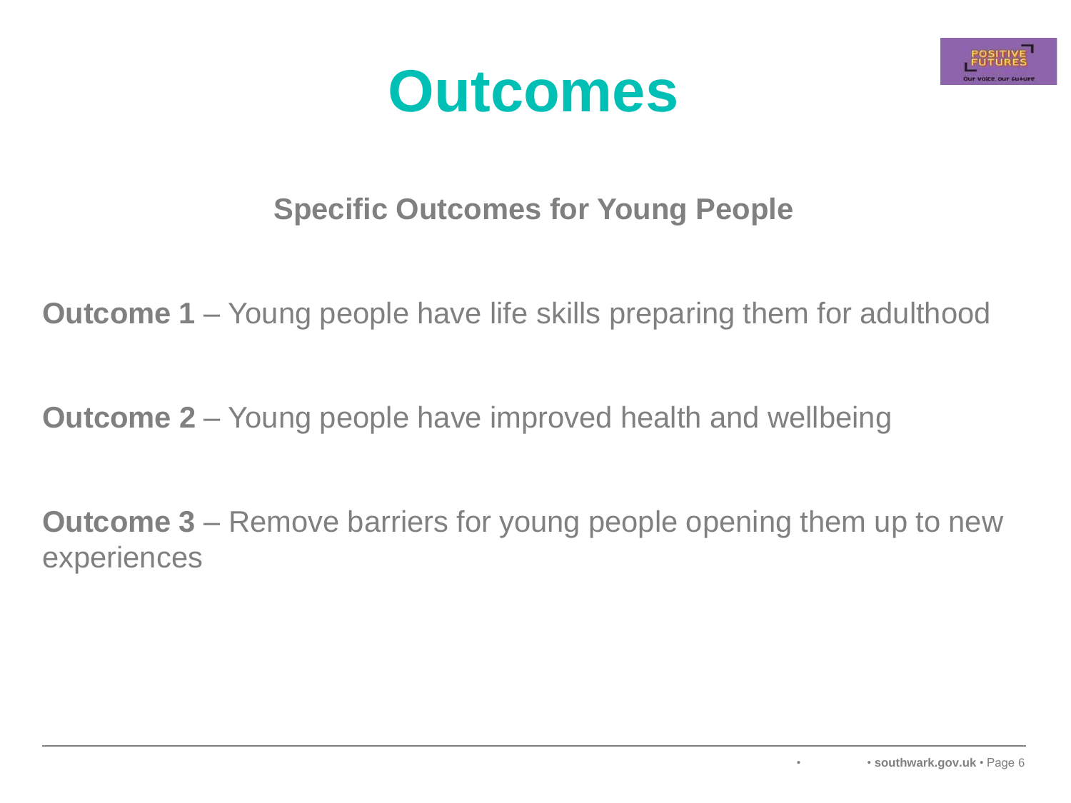# Outcomes

## Specific Outcomes for Young People

**Outcome 1** – Young people have life skills preparing them for adulthood

**Outcome 2** – Young people have improved health and wellbeing

**Outcome 3** – Remove barriers for young people opening them up to new experiences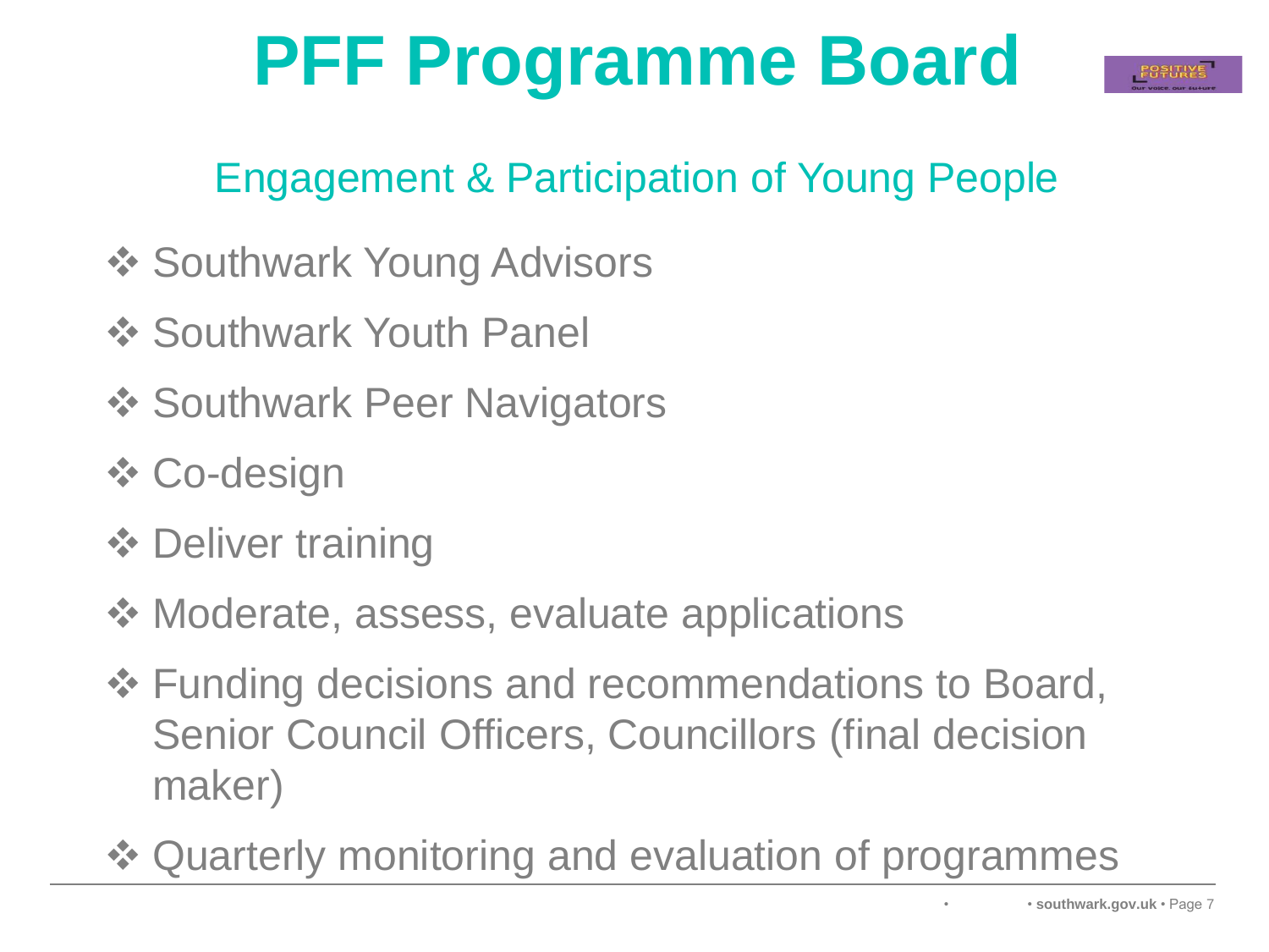# PFF Programme Board

## Engagement & Participation of Young People

- Southwark Young Advisors
- Southwark Youth Panel
- Southwark Peer Navigators
- Co-design
- Deliver training
- Moderate, assess, evaluate applications
- Funding decisions and recommendations to Board, Senior Council Officers, Councillors (final decision maker)
- Quarterly monitoring and evaluation of programmes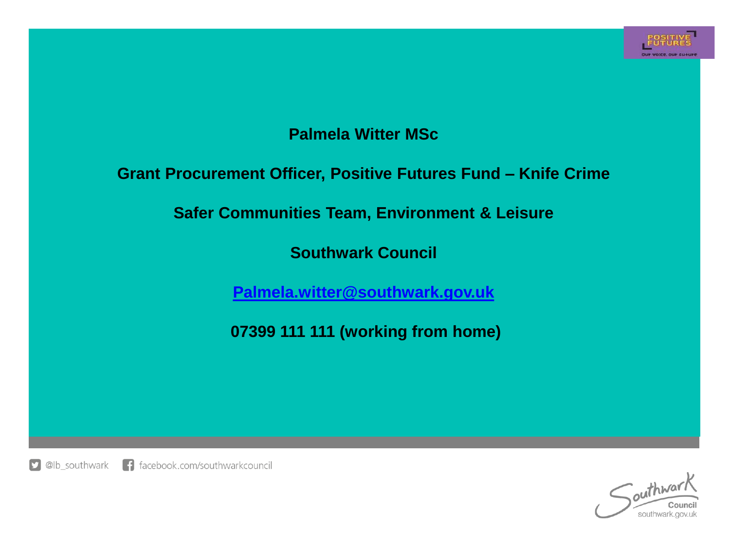**Palmela Witter MSc**

**Grant Procurement Officer, Positive Futures Fund – Knife Crime**

**Safer Communities Team, Environment & Leisure**

**Southwark Council**

**[Palmela.witter@southwark.gov.uk](mailto:Palmela.witter@southwark.gov.uk)**

**07399 111 111 (working from home)**

@lb_southwark facebook.com/southwarkcouncil